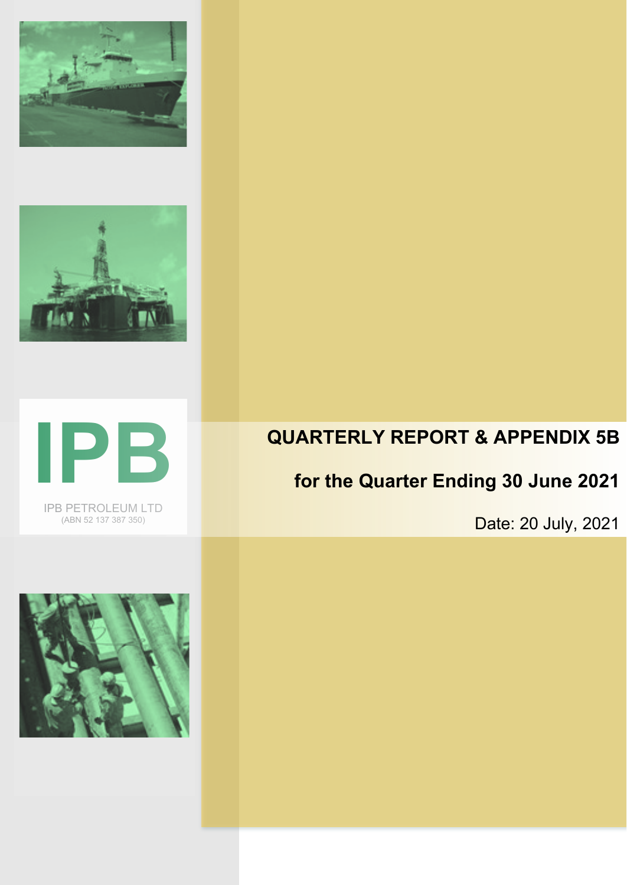IPB

IPB PETROLEUM LTD
(ABN 52 137 387 350)

# QUARTERLY REPORT & APPENDIX 5B

## for the Quarter Ending 30 June 2021

Date: 20 July, 2021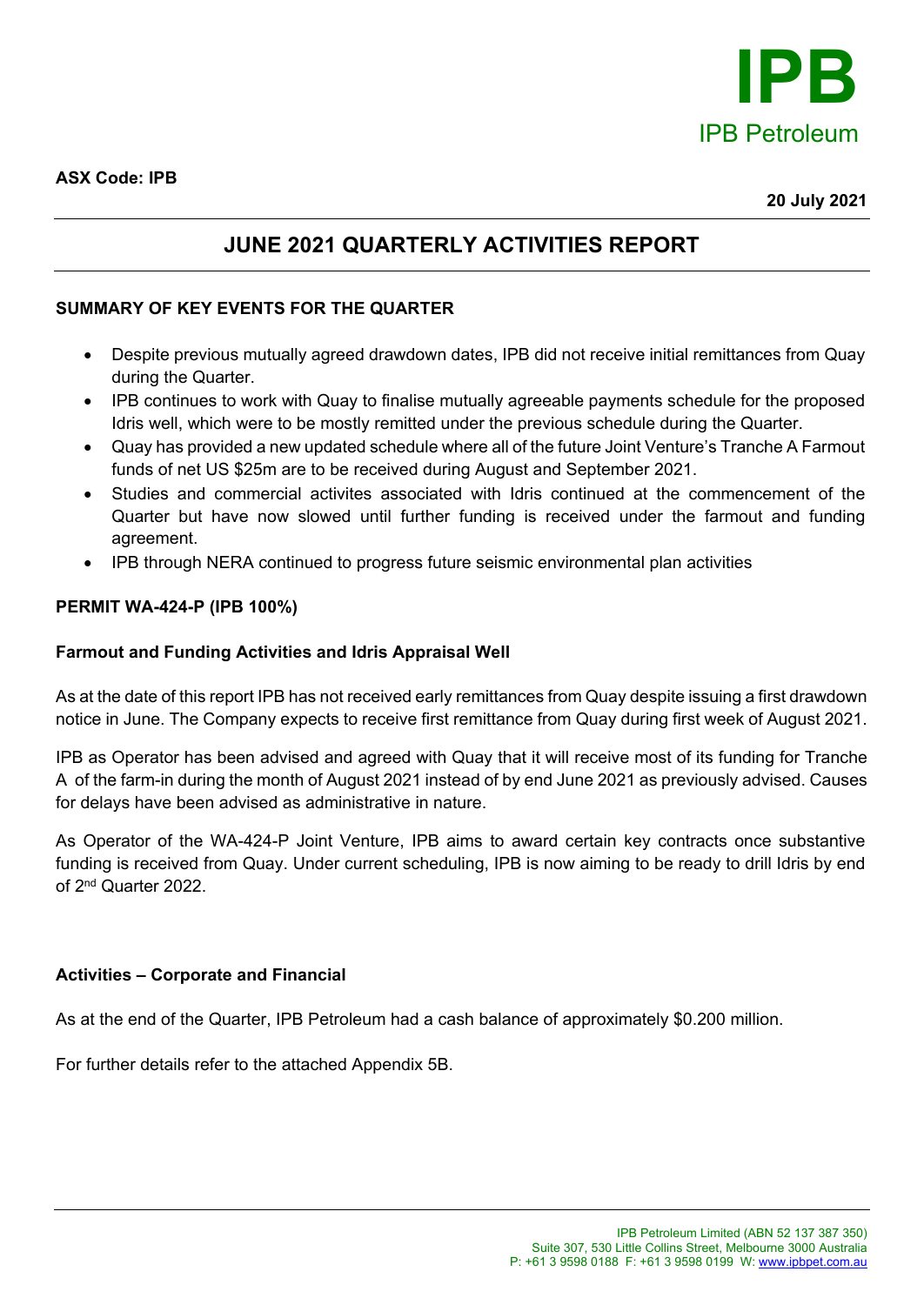IPB

IPB Petroleum

**ASX Code: IPB**

**20 July 2021**

# JUNE 2021 QUARTERLY ACTIVITIES REPORT

## SUMMARY OF KEY EVENTS FOR THE QUARTER

- Despite previous mutually agreed drawdown dates, IPB did not receive initial remittances from Quay during the Quarter.
- IPB continues to work with Quay to finalise mutually agreeable payments schedule for the proposed Idris well, which were to be mostly remitted under the previous schedule during the Quarter.
- Quay has provided a new updated schedule where all of the future Joint Venture's Tranche A Farmout funds of net US $25m are to be received during August and September 2021.
- Studies and commercial activites associated with Idris continued at the commencement of the Quarter but have now slowed until further funding is received under the farmout and funding agreement.
- IPB through NERA continued to progress future seismic environmental plan activities

## PERMIT WA-424-P (IPB 100%)

### Farmout and Funding Activities and Idris Appraisal Well

As at the date of this report IPB has not received early remittances from Quay despite issuing a first drawdown notice in June. The Company expects to receive first remittance from Quay during first week of August 2021.

IPB as Operator has been advised and agreed with Quay that it will receive most of its funding for Tranche A of the farm-in during the month of August 2021 instead of by end June 2021 as previously advised. Causes for delays have been advised as administrative in nature.

As Operator of the WA-424-P Joint Venture, IPB aims to award certain key contracts once substantive funding is received from Quay. Under current scheduling, IPB is now aiming to be ready to drill Idris by end of 2nd Quarter 2022.

### Activities – Corporate and Financial

As at the end of the Quarter, IPB Petroleum had a cash balance of approximately $0.200 million.

For further details refer to the attached Appendix 5B.

IPB Petroleum Limited (ABN 52 137 387 350)
Suite 307, 530 Little Collins Street, Melbourne 3000 Australia
P: +61 3 9598 0188 F: +61 3 9598 0199 W: www.ipbpet.com.au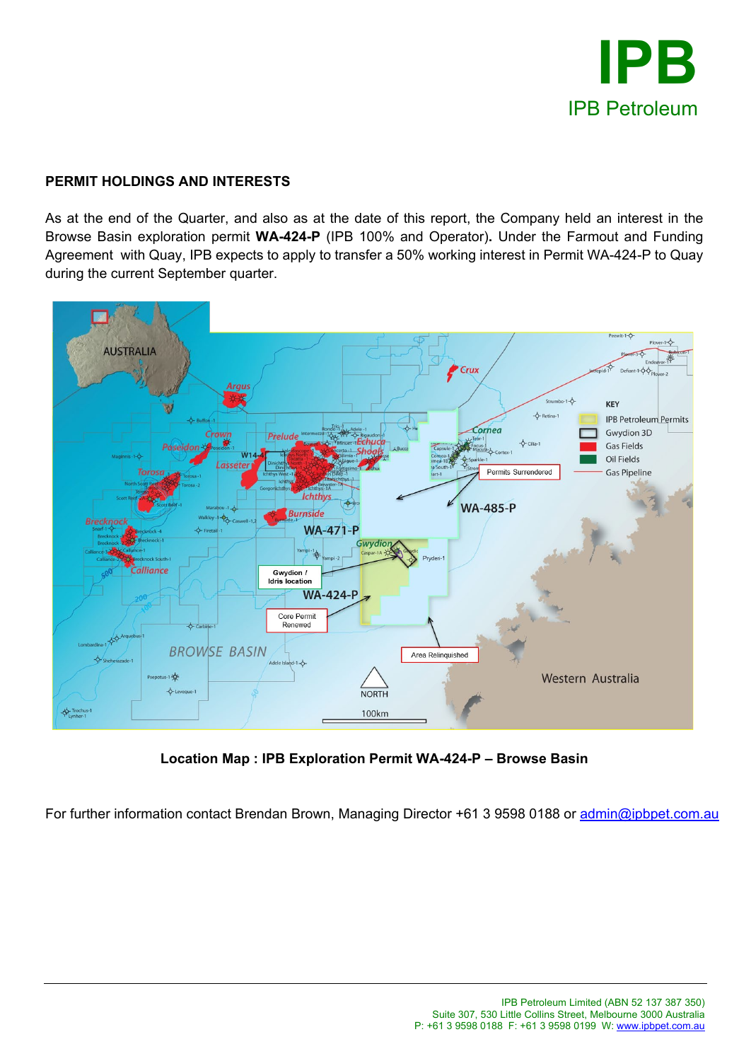## PERMIT HOLDINGS AND INTERESTS

As at the end of the Quarter, and also as at the date of this report, the Company held an interest in the Browse Basin exploration permit **WA-424-P** (IPB 100% and Operator)**.** Under the Farmout and Funding Agreement with Quay, IPB expects to apply to transfer a 50% working interest in Permit WA-424-P to Quay during the current September quarter.

**Location Map : IPB Exploration Permit WA-424-P – Browse Basin**

For further information contact Brendan Brown, Managing Director +61 3 9598 0188 or admin@ipbpet.com.au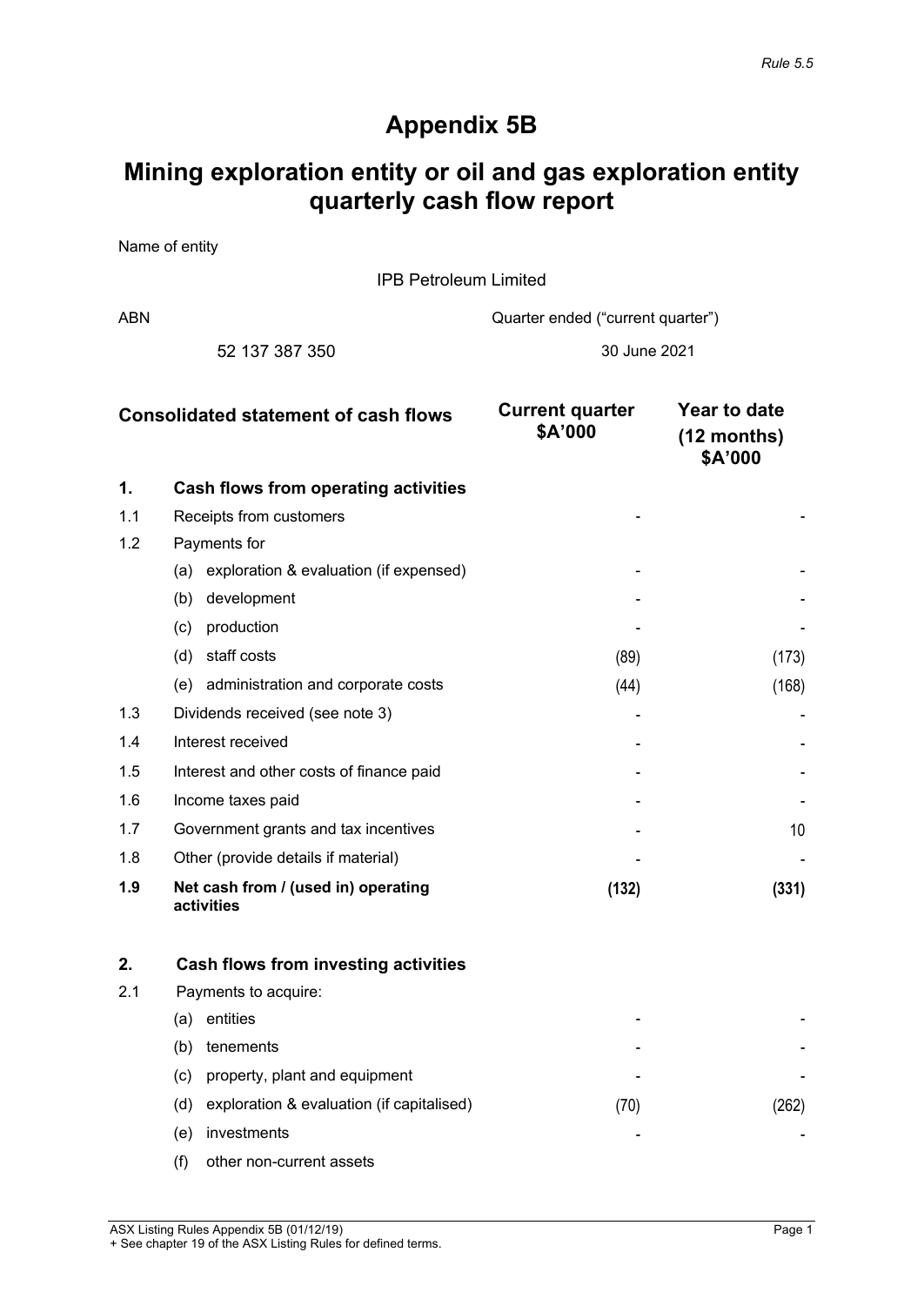*Rule 5.5*

# Appendix 5B

# Mining exploration entity or oil and gas exploration entity quarterly cash flow report

Name of entity

IPB Petroleum Limited

| ABN | Quarter ended ("current quarter") |
|---|---|
| 52 137 387 350 | 30 June 2021 |

| | Consolidated statement of cash flows | Current quarter $A'000 | Year to date (12 months) $A'000 |
|---|---|---|---|
| **1.** | **Cash flows from operating activities** | | |
| 1.1 | Receipts from customers | - | - |
| 1.2 | Payments for | | |
| | (a) exploration & evaluation (if expensed) | - | - |
| | (b) development | - | - |
| | (c) production | - | - |
| | (d) staff costs | (89) | (173) |
| | (e) administration and corporate costs | (44) | (168) |
| 1.3 | Dividends received (see note 3) | - | - |
| 1.4 | Interest received | - | - |
| 1.5 | Interest and other costs of finance paid | - | - |
| 1.6 | Income taxes paid | - | - |
| 1.7 | Government grants and tax incentives | - | 10 |
| 1.8 | Other (provide details if material) | - | - |
| **1.9** | **Net cash from / (used in) operating activities** | **(132)** | **(331)** |
| | | | |
| **2.** | **Cash flows from investing activities** | | |
| 2.1 | Payments to acquire: | | |
| | (a) entities | - | - |
| | (b) tenements | - | - |
| | (c) property, plant and equipment | - | - |
| | (d) exploration & evaluation (if capitalised) | (70) | (262) |
| | (e) investments | - | - |
| | (f) other non-current assets | | |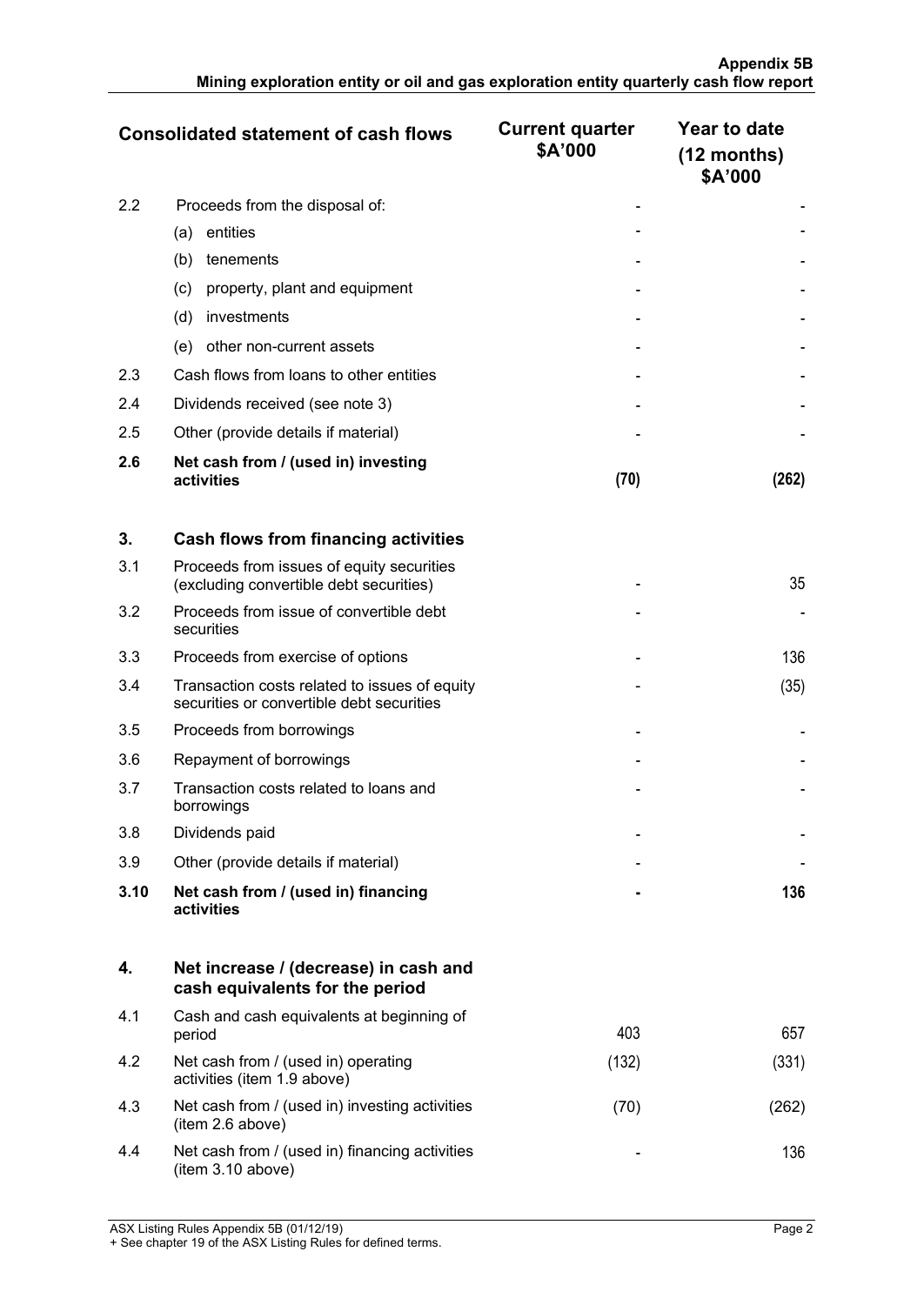| Consolidated statement of cash flows | | Current quarter $A'000 | Year to date (12 months) $A'000 |
|---|---|---|---|
| 2.2 | Proceeds from the disposal of: | - | - |
| | (a) entities | - | - |
| | (b) tenements | - | - |
| | (c) property, plant and equipment | - | - |
| | (d) investments | - | - |
| | (e) other non-current assets | - | - |
| 2.3 | Cash flows from loans to other entities | - | - |
| 2.4 | Dividends received (see note 3) | - | - |
| 2.5 | Other (provide details if material) | - | - |
| **2.6** | **Net cash from / (used in) investing activities** | **(70)** | **(262)** |
| | | | |
| **3.** | **Cash flows from financing activities** | | |
| 3.1 | Proceeds from issues of equity securities (excluding convertible debt securities) | - | 35 |
| 3.2 | Proceeds from issue of convertible debt securities | - | - |
| 3.3 | Proceeds from exercise of options | - | 136 |
| 3.4 | Transaction costs related to issues of equity securities or convertible debt securities | - | (35) |
| 3.5 | Proceeds from borrowings | - | - |
| 3.6 | Repayment of borrowings | - | - |
| 3.7 | Transaction costs related to loans and borrowings | - | - |
| 3.8 | Dividends paid | - | - |
| 3.9 | Other (provide details if material) | - | - |
| **3.10** | **Net cash from / (used in) financing activities** | **-** | **136** |
| | | | |
| **4.** | **Net increase / (decrease) in cash and cash equivalents for the period** | | |
| 4.1 | Cash and cash equivalents at beginning of period | 403 | 657 |
| 4.2 | Net cash from / (used in) operating activities (item 1.9 above) | (132) | (331) |
| 4.3 | Net cash from / (used in) investing activities (item 2.6 above) | (70) | (262) |
| 4.4 | Net cash from / (used in) financing activities (item 3.10 above) | - | 136 |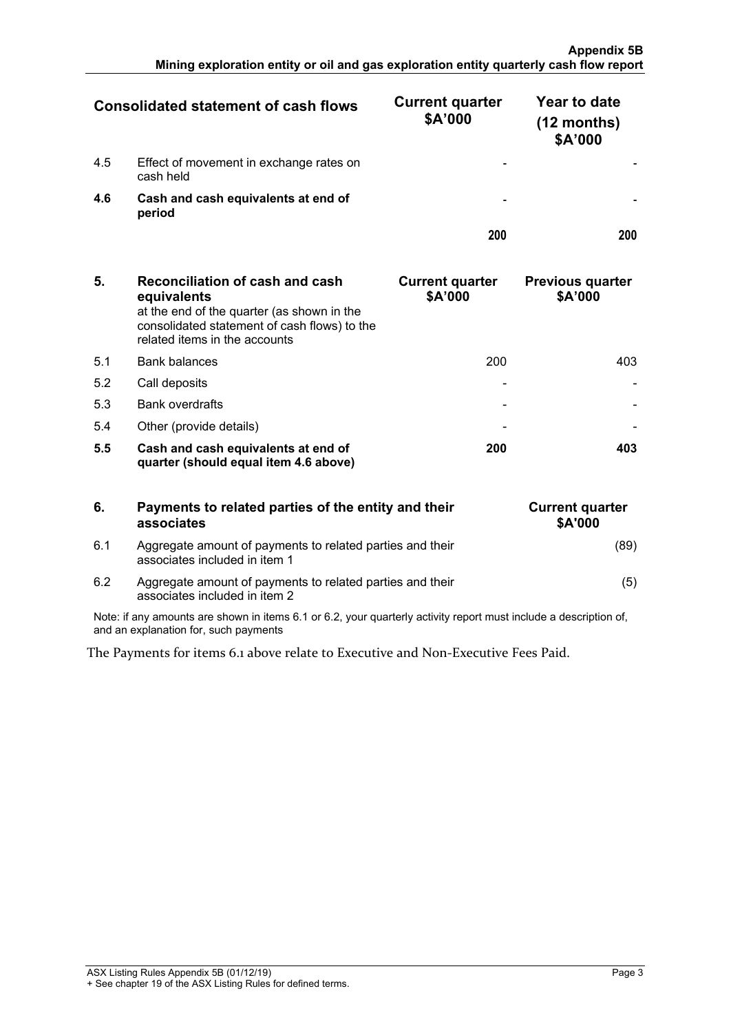| Consolidated statement of cash flows | | Current quarter $A'000 | Year to date (12 months) $A'000 |
|---|---|---|---|
| 4.5 | Effect of movement in exchange rates on cash held | - | - |
| **4.6** | **Cash and cash equivalents at end of period** | - | - |
| | | **200** | **200** |

| 5. | Reconciliation of cash and cash equivalents at the end of the quarter (as shown in the consolidated statement of cash flows) to the related items in the accounts | Current quarter $A'000 | Previous quarter $A'000 |
|---|---|---|---|
| 5.1 | Bank balances | 200 | 403 |
| 5.2 | Call deposits | - | - |
| 5.3 | Bank overdrafts | - | - |
| 5.4 | Other (provide details) | - | - |
| **5.5** | **Cash and cash equivalents at end of quarter (should equal item 4.6 above)** | **200** | **403** |

| 6. | Payments to related parties of the entity and their associates | Current quarter $A'000 |
|---|---|---|
| 6.1 | Aggregate amount of payments to related parties and their associates included in item 1 | (89) |
| 6.2 | Aggregate amount of payments to related parties and their associates included in item 2 | (5) |

Note: if any amounts are shown in items 6.1 or 6.2, your quarterly activity report must include a description of, and an explanation for, such payments

The Payments for items 6.1 above relate to Executive and Non-Executive Fees Paid.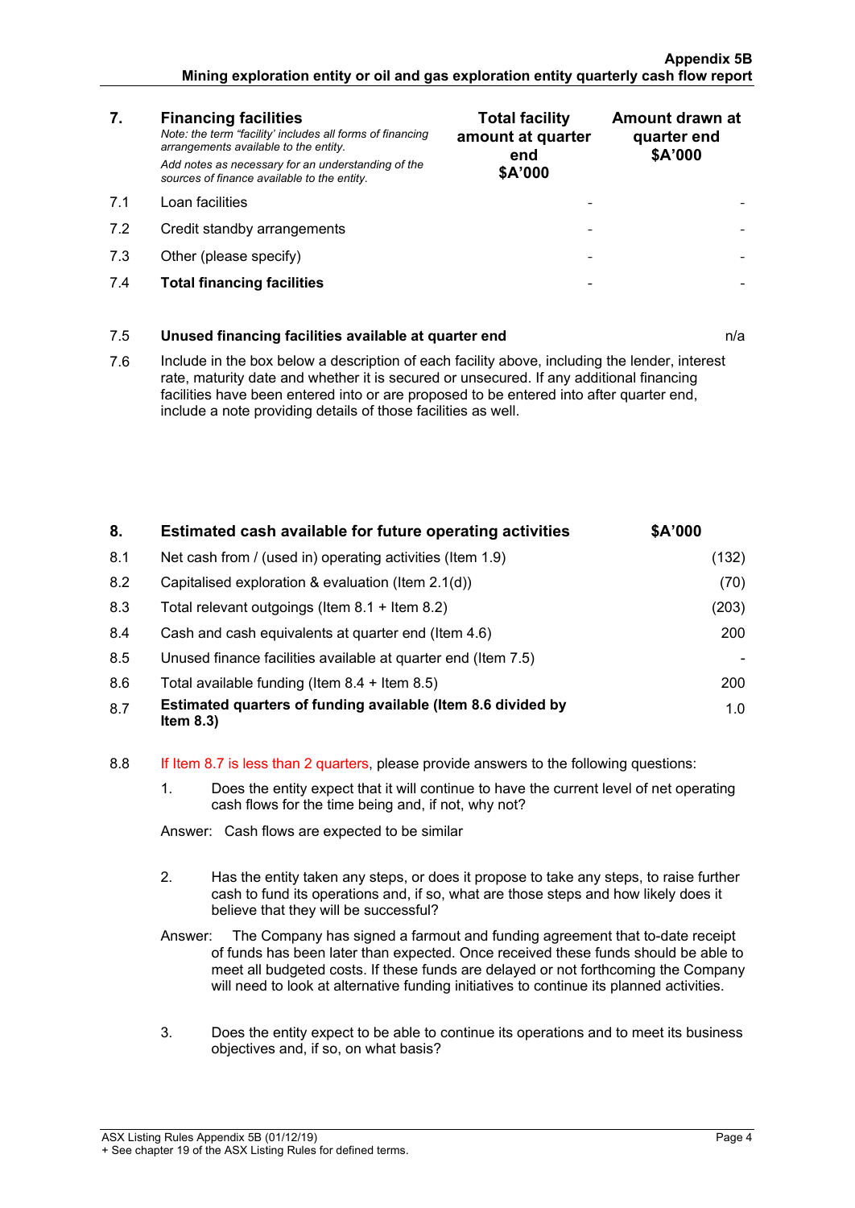| 7. | **Financing facilities**<br>*Note: the term "facility' includes all forms of financing arrangements available to the entity.*<br>*Add notes as necessary for an understanding of the sources of finance available to the entity.* | **Total facility amount at quarter end $A'000** | **Amount drawn at quarter end $A'000** |
|---|---|---|---|
| 7.1 | Loan facilities | - | - |
| 7.2 | Credit standby arrangements | - | - |
| 7.3 | Other (please specify) | - | - |
| 7.4 | **Total financing facilities** | - | - |

| | | |
|---|---|---|
| 7.5 | **Unused financing facilities available at quarter end** | n/a |

7.6 Include in the box below a description of each facility above, including the lender, interest rate, maturity date and whether it is secured or unsecured. If any additional financing facilities have been entered into or are proposed to be entered into after quarter end, include a note providing details of those facilities as well.

| 8. | **Estimated cash available for future operating activities** | **$A'000** |
|---|---|---|
| 8.1 | Net cash from / (used in) operating activities (Item 1.9) | (132) |
| 8.2 | Capitalised exploration & evaluation (Item 2.1(d)) | (70) |
| 8.3 | Total relevant outgoings (Item 8.1 + Item 8.2) | (203) |
| 8.4 | Cash and cash equivalents at quarter end (Item 4.6) | 200 |
| 8.5 | Unused finance facilities available at quarter end (Item 7.5) | - |
| 8.6 | Total available funding (Item 8.4 + Item 8.5) | 200 |
| 8.7 | **Estimated quarters of funding available (Item 8.6 divided by Item 8.3)** | 1.0 |

8.8 If Item 8.7 is less than 2 quarters, please provide answers to the following questions:

1. Does the entity expect that it will continue to have the current level of net operating cash flows for the time being and, if not, why not?

   Answer: Cash flows are expected to be similar

2. Has the entity taken any steps, or does it propose to take any steps, to raise further cash to fund its operations and, if so, what are those steps and how likely does it believe that they will be successful?

   Answer: The Company has signed a farmout and funding agreement that to-date receipt of funds has been later than expected. Once received these funds should be able to meet all budgeted costs. If these funds are delayed or not forthcoming the Company will need to look at alternative funding initiatives to continue its planned activities.

3. Does the entity expect to be able to continue its operations and to meet its business objectives and, if so, on what basis?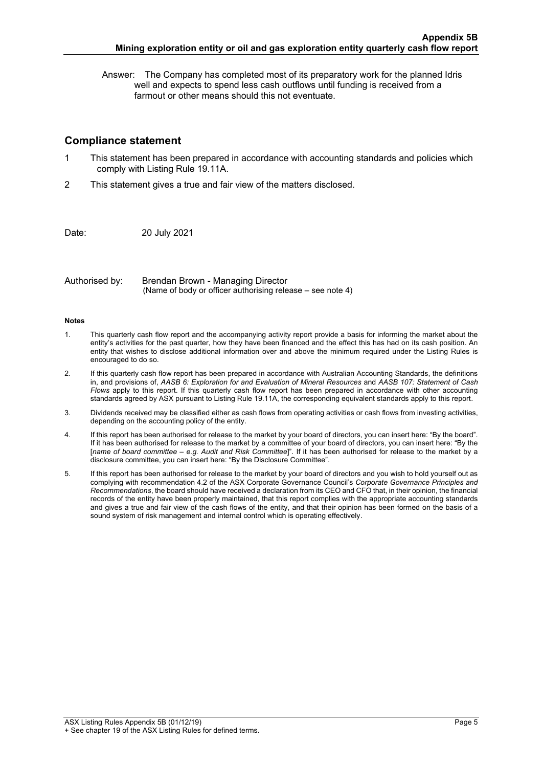Answer: The Company has completed most of its preparatory work for the planned Idris well and expects to spend less cash outflows until funding is received from a farmout or other means should this not eventuate.

## Compliance statement

1 This statement has been prepared in accordance with accounting standards and policies which comply with Listing Rule 19.11A.

2 This statement gives a true and fair view of the matters disclosed.

Date: 20 July 2021

Authorised by: Brendan Brown - Managing Director
(Name of body or officer authorising release – see note 4)

**Notes**

1. This quarterly cash flow report and the accompanying activity report provide a basis for informing the market about the entity's activities for the past quarter, how they have been financed and the effect this has had on its cash position. An entity that wishes to disclose additional information over and above the minimum required under the Listing Rules is encouraged to do so.

2. If this quarterly cash flow report has been prepared in accordance with Australian Accounting Standards, the definitions in, and provisions of, *AASB 6: Exploration for and Evaluation of Mineral Resources* and *AASB 107: Statement of Cash Flows* apply to this report. If this quarterly cash flow report has been prepared in accordance with other accounting standards agreed by ASX pursuant to Listing Rule 19.11A, the corresponding equivalent standards apply to this report.

3. Dividends received may be classified either as cash flows from operating activities or cash flows from investing activities, depending on the accounting policy of the entity.

4. If this report has been authorised for release to the market by your board of directors, you can insert here: "By the board". If it has been authorised for release to the market by a committee of your board of directors, you can insert here: "By the [*name of board committee – e.g. Audit and Risk Committee*]". If it has been authorised for release to the market by a disclosure committee, you can insert here: "By the Disclosure Committee".

5. If this report has been authorised for release to the market by your board of directors and you wish to hold yourself out as complying with recommendation 4.2 of the ASX Corporate Governance Council's *Corporate Governance Principles and Recommendations*, the board should have received a declaration from its CEO and CFO that, in their opinion, the financial records of the entity have been properly maintained, that this report complies with the appropriate accounting standards and gives a true and fair view of the cash flows of the entity, and that their opinion has been formed on the basis of a sound system of risk management and internal control which is operating effectively.